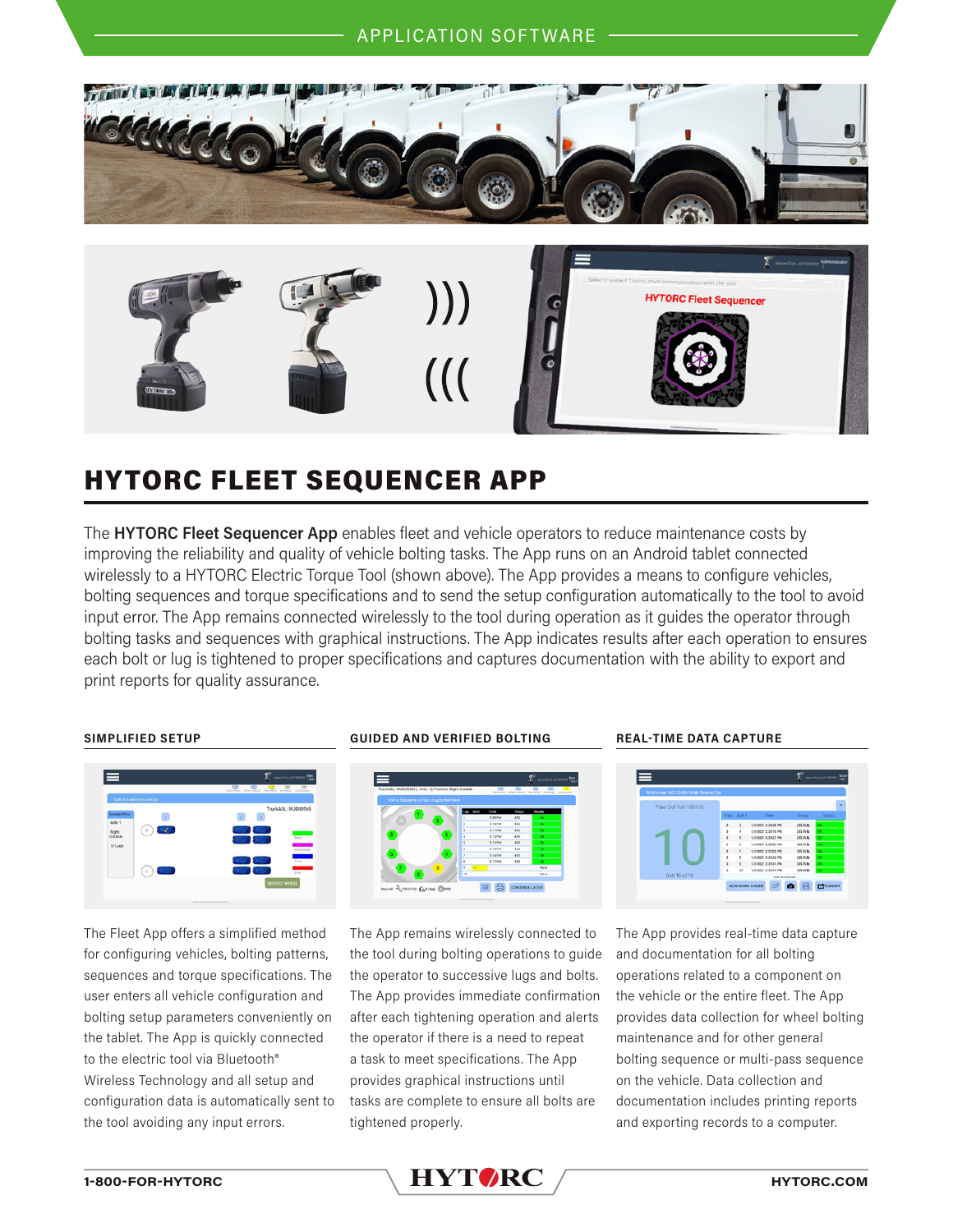APPLICATION SOFTWARE

# HYTORC FLEET SEQUENCER APP

The **HYTORC Fleet Sequencer App** enables fleet and vehicle operators to reduce maintenance costs by improving the reliability and quality of vehicle bolting tasks. The App runs on an Android tablet connected wirelessly to a HYTORC Electric Torque Tool (shown above). The App provides a means to configure vehicles, bolting sequences and torque specifications and to send the setup configuration automatically to the tool to avoid input error. The App remains connected wirelessly to the tool during operation as it guides the operator through bolting tasks and sequences with graphical instructions. The App indicates results after each operation to ensures each bolt or lug is tightened to proper specifications and captures documentation with the ability to export and print reports for quality assurance.

### SIMPLIFIED SETUP

The Fleet App offers a simplified method for configuring vehicles, bolting patterns, sequences and torque specifications. The user enters all vehicle configuration and bolting setup parameters conveniently on the tablet. The App is quickly connected to the electric tool via Bluetooth® Wireless Technology and all setup and configuration data is automatically sent to the tool avoiding any input errors.

### GUIDED AND VERIFIED BOLTING

The App remains wirelessly connected to the tool during bolting operations to guide the operator to successive lugs and bolts. The App provides immediate confirmation after each tightening operation and alerts the operator if there is a need to repeat a task to meet specifications. The App provides graphical instructions until tasks are complete to ensure all bolts are tightened properly.

### REAL-TIME DATA CAPTURE

The App provides real-time data capture and documentation for all bolting operations related to a component on the vehicle or the entire fleet. The App provides data collection for wheel bolting maintenance and for other general bolting sequence or multi-pass sequence on the vehicle. Data collection and documentation includes printing reports and exporting records to a computer.

1-800-FOR-HYTORC HYTORC HYTORC.COM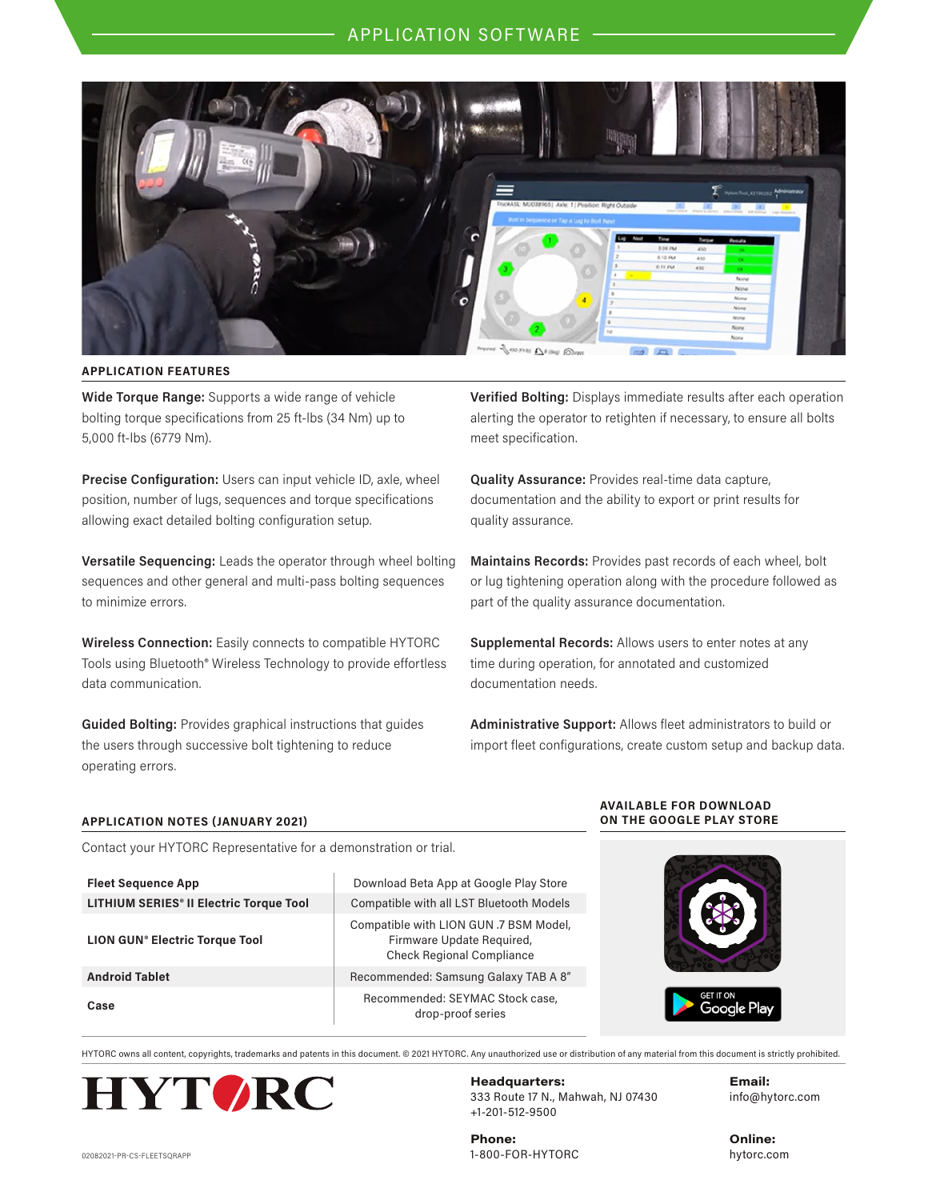## APPLICATION SOFTWARE

### APPLICATION FEATURES

**Wide Torque Range:** Supports a wide range of vehicle bolting torque specifications from 25 ft-lbs (34 Nm) up to 5,000 ft-lbs (6779 Nm).

**Precise Configuration:** Users can input vehicle ID, axle, wheel position, number of lugs, sequences and torque specifications allowing exact detailed bolting configuration setup.

**Versatile Sequencing:** Leads the operator through wheel bolting sequences and other general and multi-pass bolting sequences to minimize errors.

**Wireless Connection:** Easily connects to compatible HYTORC Tools using Bluetooth® Wireless Technology to provide effortless data communication.

**Guided Bolting:** Provides graphical instructions that guides the users through successive bolt tightening to reduce operating errors.

**Verified Bolting:** Displays immediate results after each operation alerting the operator to retighten if necessary, to ensure all bolts meet specification.

**Quality Assurance:** Provides real-time data capture, documentation and the ability to export or print results for quality assurance.

**Maintains Records:** Provides past records of each wheel, bolt or lug tightening operation along with the procedure followed as part of the quality assurance documentation.

**Supplemental Records:** Allows users to enter notes at any time during operation, for annotated and customized documentation needs.

**Administrative Support:** Allows fleet administrators to build or import fleet configurations, create custom setup and backup data.

### APPLICATION NOTES (JANUARY 2021)

Contact your HYTORC Representative for a demonstration or trial.

| | |
|---|---|
| **Fleet Sequence App** | Download Beta App at Google Play Store |
| **LITHIUM SERIES® II Electric Torque Tool** | Compatible with all LST Bluetooth Models |
| **LION GUN® Electric Torque Tool** | Compatible with LION GUN .7 BSM Model, Firmware Update Required, Check Regional Compliance |
| **Android Tablet** | Recommended: Samsung Galaxy TAB A 8" |
| **Case** | Recommended: SEYMAC Stock case, drop-proof series |

### AVAILABLE FOR DOWNLOAD ON THE GOOGLE PLAY STORE

GET IT ON Google Play

HYTORC owns all content, copyrights, trademarks and patents in this document. © 2021 HYTORC. Any unauthorized use or distribution of any material from this document is strictly prohibited.

HYTORC

**Headquarters:**
333 Route 17 N., Mahwah, NJ 07430
+1-201-512-9500

**Phone:**
1-800-FOR-HYTORC

**Email:**
info@hytorc.com

**Online:**
hytorc.com

02082021-PR-CS-FLEETSQRAPP